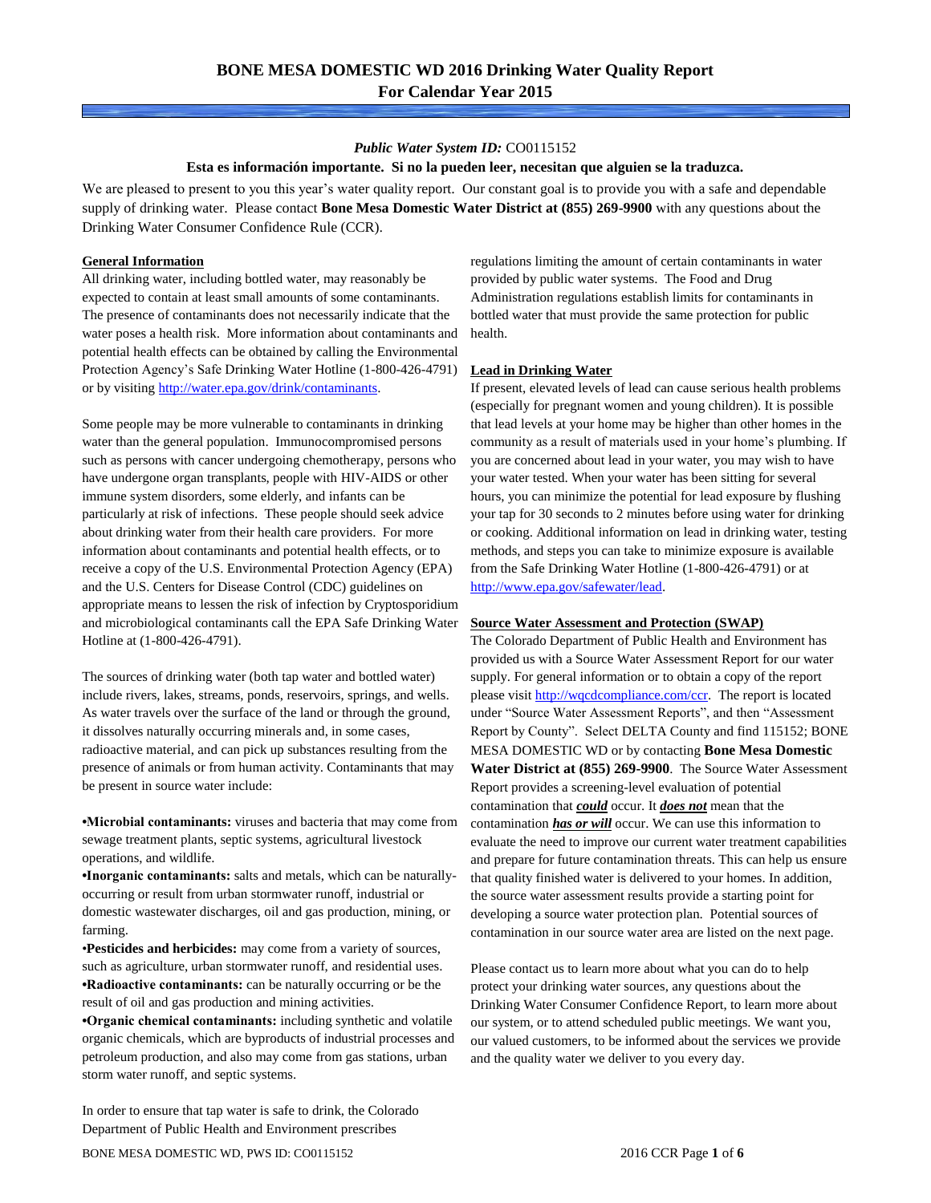# BONE MESA DOMESTIC WD 2016 Drinking Water Quality Report
## For Calendar Year 2015

***Public Water System ID:*** CO0115152

**Esta es información importante. Si no la pueden leer, necesitan que alguien se la traduzca.**

We are pleased to present to you this year's water quality report. Our constant goal is to provide you with a safe and dependable supply of drinking water. Please contact **Bone Mesa Domestic Water District at (855) 269-9900** with any questions about the Drinking Water Consumer Confidence Rule (CCR).

### General Information

All drinking water, including bottled water, may reasonably be expected to contain at least small amounts of some contaminants. The presence of contaminants does not necessarily indicate that the water poses a health risk. More information about contaminants and potential health effects can be obtained by calling the Environmental Protection Agency's Safe Drinking Water Hotline (1-800-426-4791) or by visiting http://water.epa.gov/drink/contaminants.

Some people may be more vulnerable to contaminants in drinking water than the general population. Immunocompromised persons such as persons with cancer undergoing chemotherapy, persons who have undergone organ transplants, people with HIV-AIDS or other immune system disorders, some elderly, and infants can be particularly at risk of infections. These people should seek advice about drinking water from their health care providers. For more information about contaminants and potential health effects, or to receive a copy of the U.S. Environmental Protection Agency (EPA) and the U.S. Centers for Disease Control (CDC) guidelines on appropriate means to lessen the risk of infection by Cryptosporidium and microbiological contaminants call the EPA Safe Drinking Water Hotline at (1-800-426-4791).

The sources of drinking water (both tap water and bottled water) include rivers, lakes, streams, ponds, reservoirs, springs, and wells. As water travels over the surface of the land or through the ground, it dissolves naturally occurring minerals and, in some cases, radioactive material, and can pick up substances resulting from the presence of animals or from human activity. Contaminants that may be present in source water include:

- **Microbial contaminants:** viruses and bacteria that may come from sewage treatment plants, septic systems, agricultural livestock operations, and wildlife.
- **Inorganic contaminants:** salts and metals, which can be naturally-occurring or result from urban stormwater runoff, industrial or domestic wastewater discharges, oil and gas production, mining, or farming.
- **Pesticides and herbicides:** may come from a variety of sources, such as agriculture, urban stormwater runoff, and residential uses.
- **Radioactive contaminants:** can be naturally occurring or be the result of oil and gas production and mining activities.
- **Organic chemical contaminants:** including synthetic and volatile organic chemicals, which are byproducts of industrial processes and petroleum production, and also may come from gas stations, urban storm water runoff, and septic systems.

In order to ensure that tap water is safe to drink, the Colorado Department of Public Health and Environment prescribes regulations limiting the amount of certain contaminants in water provided by public water systems. The Food and Drug Administration regulations establish limits for contaminants in bottled water that must provide the same protection for public health.

### Lead in Drinking Water

If present, elevated levels of lead can cause serious health problems (especially for pregnant women and young children). It is possible that lead levels at your home may be higher than other homes in the community as a result of materials used in your home's plumbing. If you are concerned about lead in your water, you may wish to have your water tested. When your water has been sitting for several hours, you can minimize the potential for lead exposure by flushing your tap for 30 seconds to 2 minutes before using water for drinking or cooking. Additional information on lead in drinking water, testing methods, and steps you can take to minimize exposure is available from the Safe Drinking Water Hotline (1-800-426-4791) or at http://www.epa.gov/safewater/lead.

### Source Water Assessment and Protection (SWAP)

The Colorado Department of Public Health and Environment has provided us with a Source Water Assessment Report for our water supply. For general information or to obtain a copy of the report please visit http://wqcdcompliance.com/ccr. The report is located under "Source Water Assessment Reports", and then "Assessment Report by County". Select DELTA County and find 115152; BONE MESA DOMESTIC WD or by contacting **Bone Mesa Domestic Water District at (855) 269-9900**. The Source Water Assessment Report provides a screening-level evaluation of potential contamination that ***could*** occur. It ***does not*** mean that the contamination ***has or will*** occur. We can use this information to evaluate the need to improve our current water treatment capabilities and prepare for future contamination threats. This can help us ensure that quality finished water is delivered to your homes. In addition, the source water assessment results provide a starting point for developing a source water protection plan. Potential sources of contamination in our source water area are listed on the next page.

Please contact us to learn more about what you can do to help protect your drinking water sources, any questions about the Drinking Water Consumer Confidence Report, to learn more about our system, or to attend scheduled public meetings. We want you, our valued customers, to be informed about the services we provide and the quality water we deliver to you every day.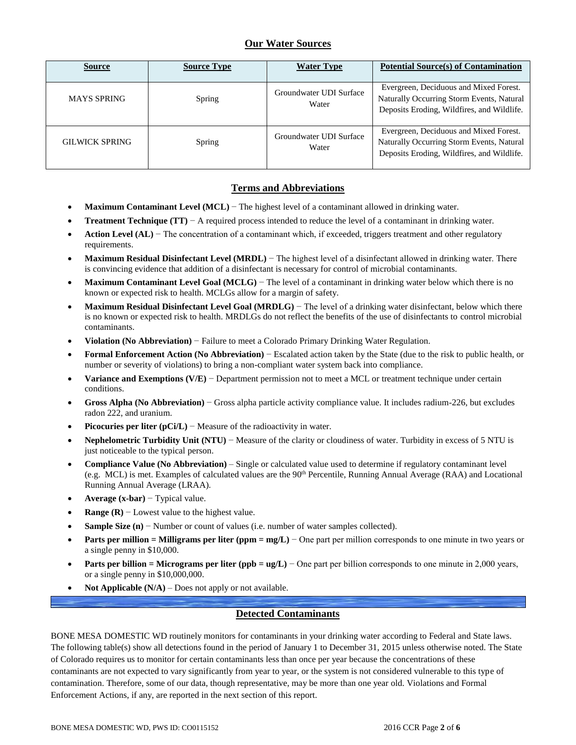## Our Water Sources

| Source | Source Type | Water Type | Potential Source(s) of Contamination |
|---|---|---|---|
| MAYS SPRING | Spring | Groundwater UDI Surface Water | Evergreen, Deciduous and Mixed Forest. Naturally Occurring Storm Events, Natural Deposits Eroding, Wildfires, and Wildlife. |
| GILWICK SPRING | Spring | Groundwater UDI Surface Water | Evergreen, Deciduous and Mixed Forest. Naturally Occurring Storm Events, Natural Deposits Eroding, Wildfires, and Wildlife. |

## Terms and Abbreviations

- **Maximum Contaminant Level (MCL)** − The highest level of a contaminant allowed in drinking water.
- **Treatment Technique (TT)** − A required process intended to reduce the level of a contaminant in drinking water.
- **Action Level (AL)** − The concentration of a contaminant which, if exceeded, triggers treatment and other regulatory requirements.
- **Maximum Residual Disinfectant Level (MRDL)** − The highest level of a disinfectant allowed in drinking water. There is convincing evidence that addition of a disinfectant is necessary for control of microbial contaminants.
- **Maximum Contaminant Level Goal (MCLG)** − The level of a contaminant in drinking water below which there is no known or expected risk to health. MCLGs allow for a margin of safety.
- **Maximum Residual Disinfectant Level Goal (MRDLG)** − The level of a drinking water disinfectant, below which there is no known or expected risk to health. MRDLGs do not reflect the benefits of the use of disinfectants to control microbial contaminants.
- **Violation (No Abbreviation)** − Failure to meet a Colorado Primary Drinking Water Regulation.
- **Formal Enforcement Action (No Abbreviation)** − Escalated action taken by the State (due to the risk to public health, or number or severity of violations) to bring a non-compliant water system back into compliance.
- **Variance and Exemptions (V/E)** − Department permission not to meet a MCL or treatment technique under certain conditions.
- **Gross Alpha (No Abbreviation)** − Gross alpha particle activity compliance value. It includes radium-226, but excludes radon 222, and uranium.
- **Picocuries per liter (pCi/L)** − Measure of the radioactivity in water.
- **Nephelometric Turbidity Unit (NTU)** − Measure of the clarity or cloudiness of water. Turbidity in excess of 5 NTU is just noticeable to the typical person.
- **Compliance Value (No Abbreviation)** – Single or calculated value used to determine if regulatory contaminant level (e.g. MCL) is met. Examples of calculated values are the 90th Percentile, Running Annual Average (RAA) and Locational Running Annual Average (LRAA).
- **Average (x-bar)** − Typical value.
- **Range (R)** − Lowest value to the highest value.
- **Sample Size (n)** − Number or count of values (i.e. number of water samples collected).
- **Parts per million = Milligrams per liter (ppm = mg/L)** − One part per million corresponds to one minute in two years or a single penny in $10,000.
- **Parts per billion = Micrograms per liter (ppb = ug/L)** − One part per billion corresponds to one minute in 2,000 years, or a single penny in $10,000,000.
- **Not Applicable (N/A)** – Does not apply or not available.

## Detected Contaminants

BONE MESA DOMESTIC WD routinely monitors for contaminants in your drinking water according to Federal and State laws. The following table(s) show all detections found in the period of January 1 to December 31, 2015 unless otherwise noted. The State of Colorado requires us to monitor for certain contaminants less than once per year because the concentrations of these contaminants are not expected to vary significantly from year to year, or the system is not considered vulnerable to this type of contamination. Therefore, some of our data, though representative, may be more than one year old. Violations and Formal Enforcement Actions, if any, are reported in the next section of this report.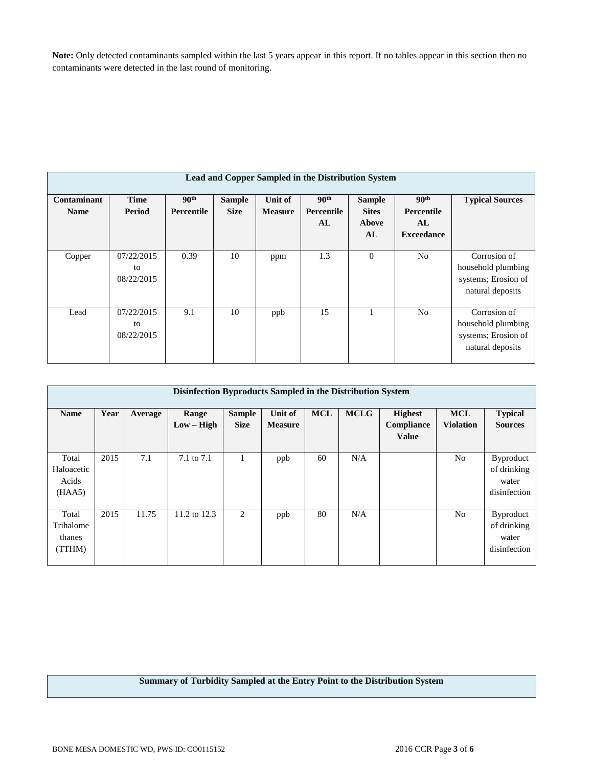**Note:** Only detected contaminants sampled within the last 5 years appear in this report. If no tables appear in this section then no contaminants were detected in the last round of monitoring.

**Lead and Copper Sampled in the Distribution System**

| Contaminant Name | Time Period | 90th Percentile | Sample Size | Unit of Measure | 90th Percentile AL | Sample Sites Above AL | 90th Percentile AL Exceedance | Typical Sources |
|---|---|---|---|---|---|---|---|---|
| Copper | 07/22/2015 to 08/22/2015 | 0.39 | 10 | ppm | 1.3 | 0 | No | Corrosion of household plumbing systems; Erosion of natural deposits |
| Lead | 07/22/2015 to 08/22/2015 | 9.1 | 10 | ppb | 15 | 1 | No | Corrosion of household plumbing systems; Erosion of natural deposits |

**Disinfection Byproducts Sampled in the Distribution System**

| Name | Year | Average | Range Low – High | Sample Size | Unit of Measure | MCL | MCLG | Highest Compliance Value | MCL Violation | Typical Sources |
|---|---|---|---|---|---|---|---|---|---|---|
| Total Haloacetic Acids (HAA5) | 2015 | 7.1 | 7.1 to 7.1 | 1 | ppb | 60 | N/A | | No | Byproduct of drinking water disinfection |
| Total Trihalomethanes (TTHM) | 2015 | 11.75 | 11.2 to 12.3 | 2 | ppb | 80 | N/A | | No | Byproduct of drinking water disinfection |

**Summary of Turbidity Sampled at the Entry Point to the Distribution System**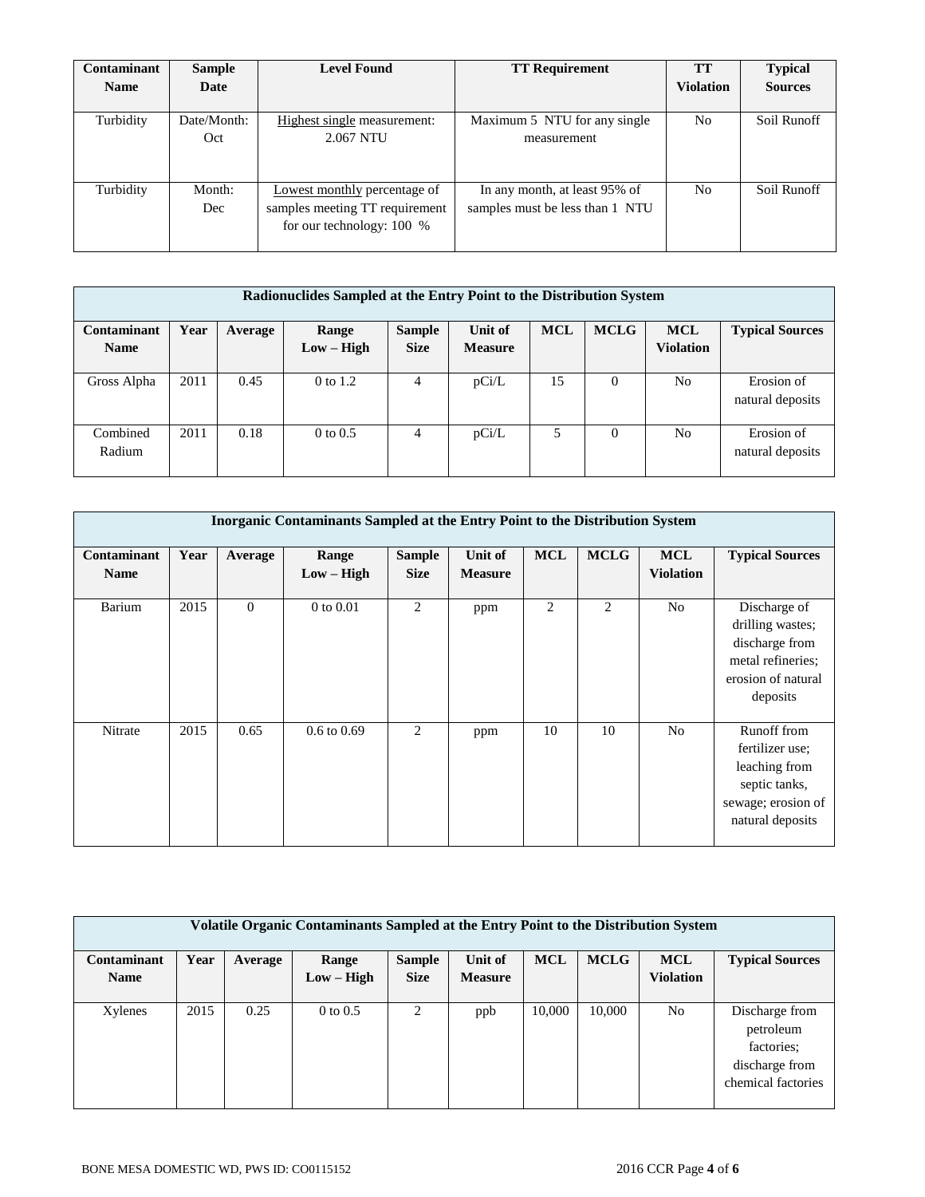| Contaminant Name | Sample Date | Level Found | TT Requirement | TT Violation | Typical Sources |
|---|---|---|---|---|---|
| Turbidity | Date/Month: Oct | Highest single measurement: 2.067 NTU | Maximum 5 NTU for any single measurement | No | Soil Runoff |
| Turbidity | Month: Dec | Lowest monthly percentage of samples meeting TT requirement for our technology: 100 % | In any month, at least 95% of samples must be less than 1 NTU | No | Soil Runoff |

| Radionuclides Sampled at the Entry Point to the Distribution System | | | | | | | | | |
|---|---|---|---|---|---|---|---|---|---|
| **Contaminant Name** | **Year** | **Average** | **Range Low – High** | **Sample Size** | **Unit of Measure** | **MCL** | **MCLG** | **MCL Violation** | **Typical Sources** |
| Gross Alpha | 2011 | 0.45 | 0 to 1.2 | 4 | pCi/L | 15 | 0 | No | Erosion of natural deposits |
| Combined Radium | 2011 | 0.18 | 0 to 0.5 | 4 | pCi/L | 5 | 0 | No | Erosion of natural deposits |

| Inorganic Contaminants Sampled at the Entry Point to the Distribution System | | | | | | | | | |
|---|---|---|---|---|---|---|---|---|---|
| **Contaminant Name** | **Year** | **Average** | **Range Low – High** | **Sample Size** | **Unit of Measure** | **MCL** | **MCLG** | **MCL Violation** | **Typical Sources** |
| Barium | 2015 | 0 | 0 to 0.01 | 2 | ppm | 2 | 2 | No | Discharge of drilling wastes; discharge from metal refineries; erosion of natural deposits |
| Nitrate | 2015 | 0.65 | 0.6 to 0.69 | 2 | ppm | 10 | 10 | No | Runoff from fertilizer use; leaching from septic tanks, sewage; erosion of natural deposits |

| Volatile Organic Contaminants Sampled at the Entry Point to the Distribution System | | | | | | | | | |
|---|---|---|---|---|---|---|---|---|---|
| **Contaminant Name** | **Year** | **Average** | **Range Low – High** | **Sample Size** | **Unit of Measure** | **MCL** | **MCLG** | **MCL Violation** | **Typical Sources** |
| Xylenes | 2015 | 0.25 | 0 to 0.5 | 2 | ppb | 10,000 | 10,000 | No | Discharge from petroleum factories; discharge from chemical factories |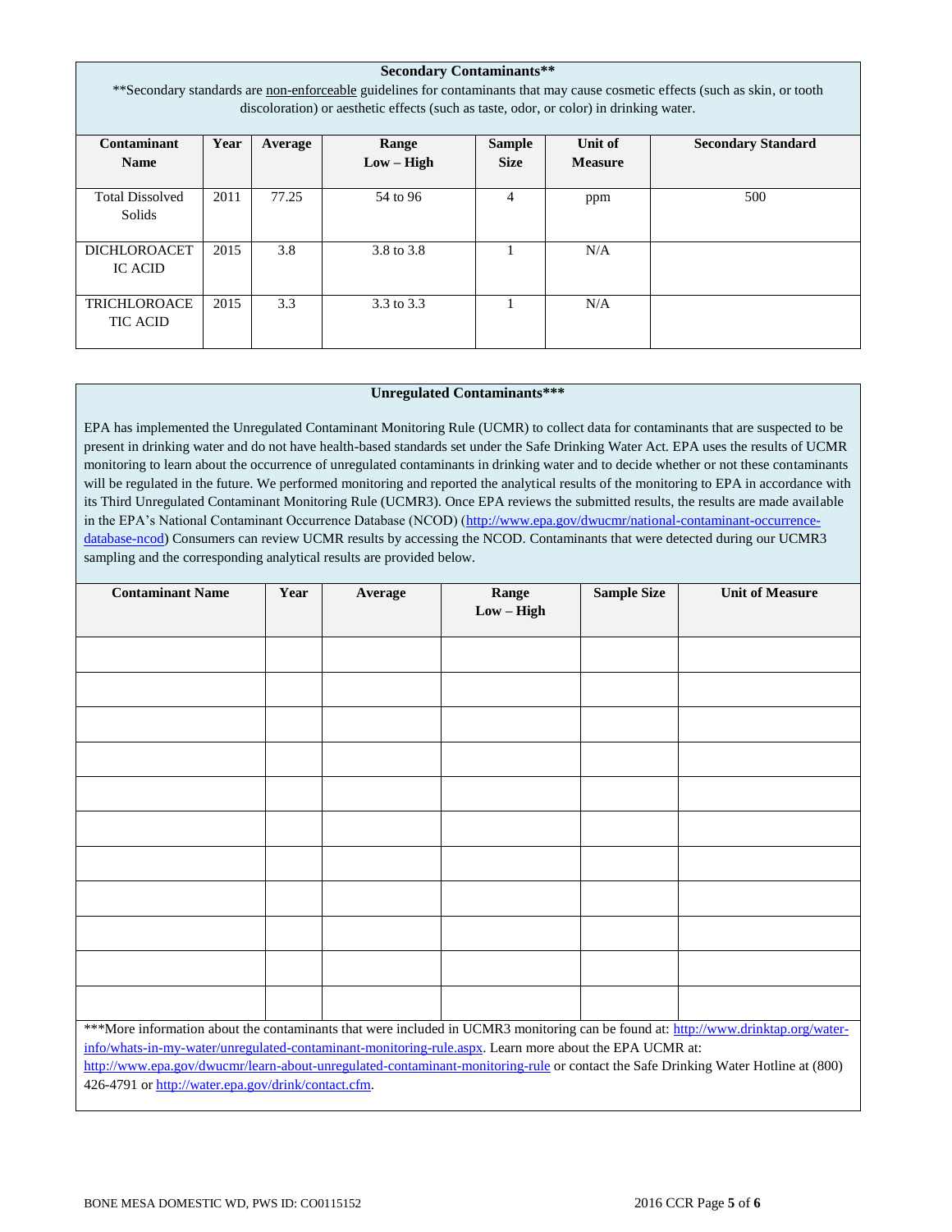## Secondary Contaminants**

**Secondary standards are <u>non-enforceable</u> guidelines for contaminants that may cause cosmetic effects (such as skin, or tooth discoloration) or aesthetic effects (such as taste, odor, or color) in drinking water.

| Contaminant Name | Year | Average | Range Low – High | Sample Size | Unit of Measure | Secondary Standard |
|---|---|---|---|---|---|---|
| Total Dissolved Solids | 2011 | 77.25 | 54 to 96 | 4 | ppm | 500 |
| DICHLOROACETIC ACID | 2015 | 3.8 | 3.8 to 3.8 | 1 | N/A | |
| TRICHLOROACETIC ACID | 2015 | 3.3 | 3.3 to 3.3 | 1 | N/A | |

## Unregulated Contaminants***

EPA has implemented the Unregulated Contaminant Monitoring Rule (UCMR) to collect data for contaminants that are suspected to be present in drinking water and do not have health-based standards set under the Safe Drinking Water Act. EPA uses the results of UCMR monitoring to learn about the occurrence of unregulated contaminants in drinking water and to decide whether or not these contaminants will be regulated in the future. We performed monitoring and reported the analytical results of the monitoring to EPA in accordance with its Third Unregulated Contaminant Monitoring Rule (UCMR3). Once EPA reviews the submitted results, the results are made available in the EPA's National Contaminant Occurrence Database (NCOD) (http://www.epa.gov/dwucmr/national-contaminant-occurrence-database-ncod) Consumers can review UCMR results by accessing the NCOD. Contaminants that were detected during our UCMR3 sampling and the corresponding analytical results are provided below.

| Contaminant Name | Year | Average | Range Low – High | Sample Size | Unit of Measure |
|---|---|---|---|---|---|
| | | | | | |
| | | | | | |
| | | | | | |
| | | | | | |
| | | | | | |
| | | | | | |
| | | | | | |
| | | | | | |
| | | | | | |
| | | | | | |
| | | | | | |

***More information about the contaminants that were included in UCMR3 monitoring can be found at: http://www.drinktap.org/water-info/whats-in-my-water/unregulated-contaminant-monitoring-rule.aspx. Learn more about the EPA UCMR at: http://www.epa.gov/dwucmr/learn-about-unregulated-contaminant-monitoring-rule or contact the Safe Drinking Water Hotline at (800) 426-4791 or http://water.epa.gov/drink/contact.cfm.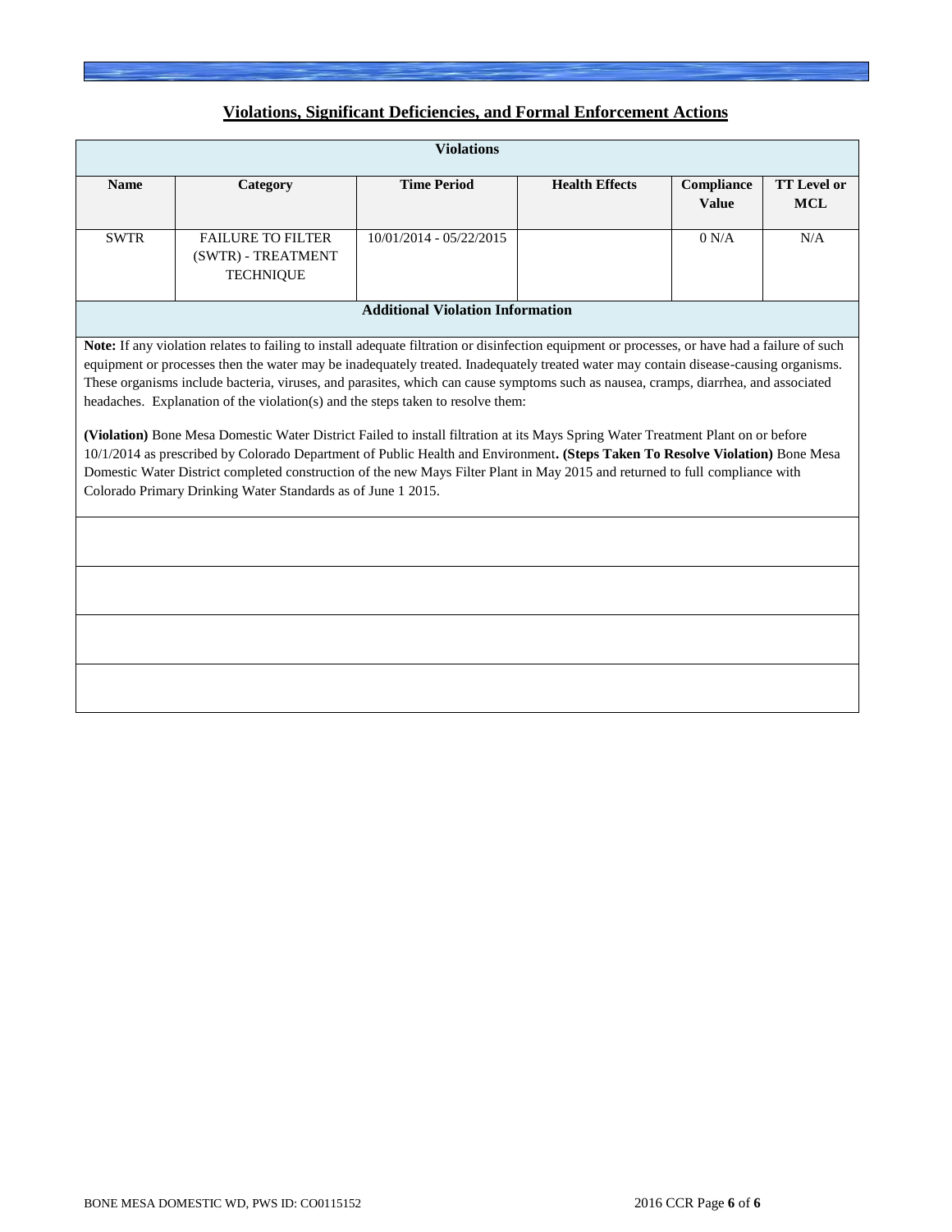## Violations, Significant Deficiencies, and Formal Enforcement Actions

| Violations | | | | | |
|---|---|---|---|---|---|
| **Name** | **Category** | **Time Period** | **Health Effects** | **Compliance Value** | **TT Level or MCL** |
| SWTR | FAILURE TO FILTER (SWTR) - TREATMENT TECHNIQUE | 10/01/2014 - 05/22/2015 | | 0 N/A | N/A |

**Additional Violation Information**

**Note:** If any violation relates to failing to install adequate filtration or disinfection equipment or processes, or have had a failure of such equipment or processes then the water may be inadequately treated. Inadequately treated water may contain disease-causing organisms. These organisms include bacteria, viruses, and parasites, which can cause symptoms such as nausea, cramps, diarrhea, and associated headaches. Explanation of the violation(s) and the steps taken to resolve them:

**(Violation)** Bone Mesa Domestic Water District Failed to install filtration at its Mays Spring Water Treatment Plant on or before 10/1/2014 as prescribed by Colorado Department of Public Health and Environment**. (Steps Taken To Resolve Violation)** Bone Mesa Domestic Water District completed construction of the new Mays Filter Plant in May 2015 and returned to full compliance with Colorado Primary Drinking Water Standards as of June 1 2015.